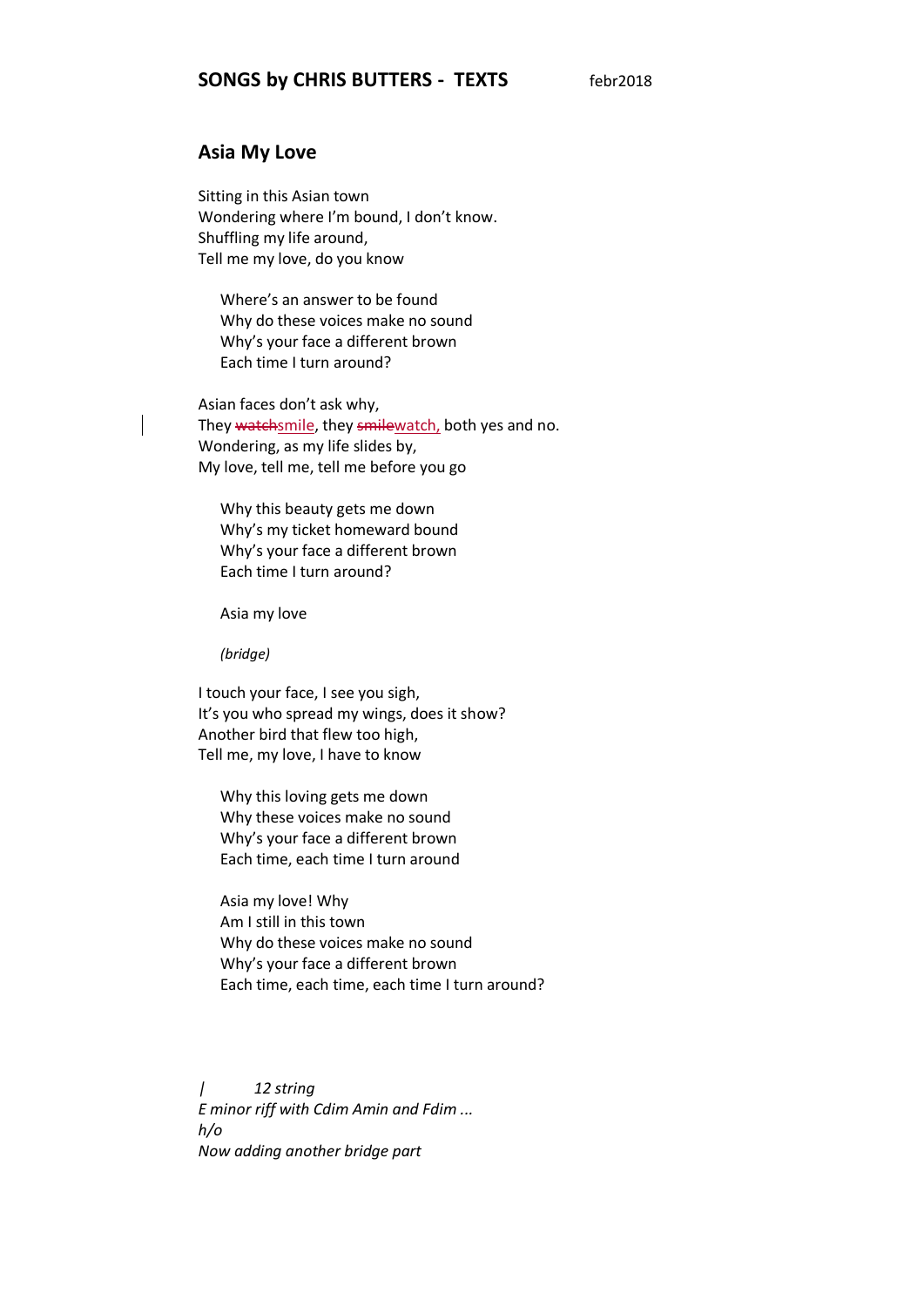## SONGS by CHRIS BUTTERS - TEXTS febr2018

### Asia My Love

Sitting in this Asian town
Wondering where I'm bound, I don't know.
Shuffling my life around,
Tell me my love, do you know

Where's an answer to be found
Why do these voices make no sound
Why's your face a different brown
Each time I turn around?

Asian faces don't ask why,
They ~~watch~~smile, they ~~smile~~watch, both yes and no.
Wondering, as my life slides by,
My love, tell me, tell me before you go

Why this beauty gets me down
Why's my ticket homeward bound
Why's your face a different brown
Each time I turn around?

Asia my love

*(bridge)*

I touch your face, I see you sigh,
It's you who spread my wings, does it show?
Another bird that flew too high,
Tell me, my love, I have to know

Why this loving gets me down
Why these voices make no sound
Why's your face a different brown
Each time, each time I turn around

Asia my love! Why
Am I still in this town
Why do these voices make no sound
Why's your face a different brown
Each time, each time, each time I turn around?

*/ 12 string*
*E minor riff with Cdim Amin and Fdim ...*
*h/o*
*Now adding another bridge part*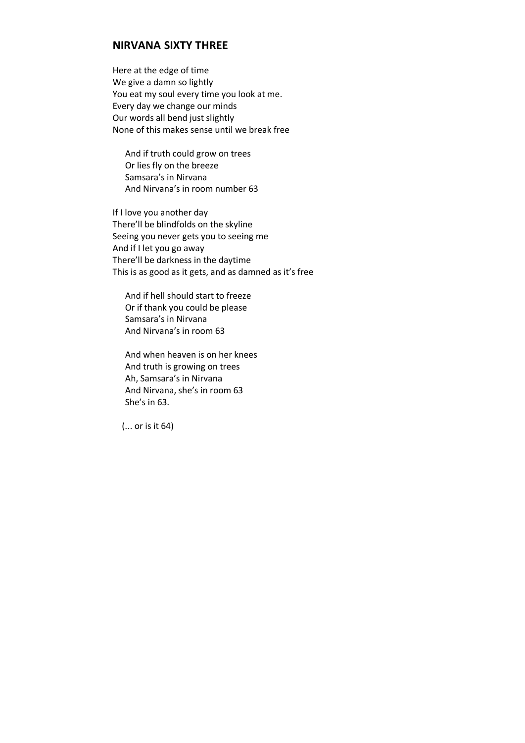## NIRVANA SIXTY THREE

Here at the edge of time
We give a damn so lightly
You eat my soul every time you look at me.
Every day we change our minds
Our words all bend just slightly
None of this makes sense until we break free

> And if truth could grow on trees
> Or lies fly on the breeze
> Samsara's in Nirvana
> And Nirvana's in room number 63

If I love you another day
There'll be blindfolds on the skyline
Seeing you never gets you to seeing me
And if I let you go away
There'll be darkness in the daytime
This is as good as it gets, and as damned as it's free

> And if hell should start to freeze
> Or if thank you could be please
> Samsara's in Nirvana
> And Nirvana's in room 63

> And when heaven is on her knees
> And truth is growing on trees
> Ah, Samsara's in Nirvana
> And Nirvana, she's in room 63
> She's in 63.

(... or is it 64)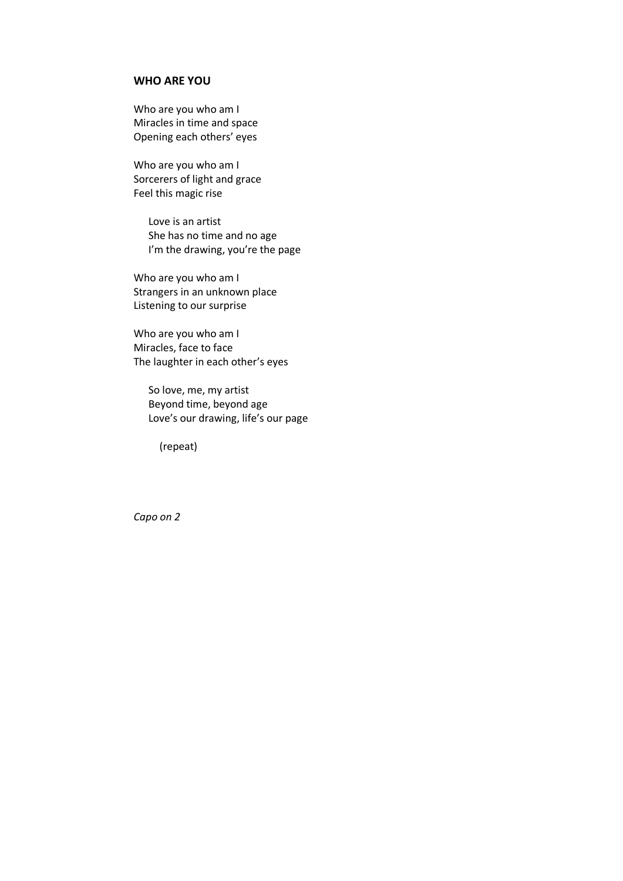## WHO ARE YOU

Who are you who am I  
Miracles in time and space  
Opening each others' eyes

Who are you who am I  
Sorcerers of light and grace  
Feel this magic rise

> Love is an artist  
> She has no time and no age  
> I'm the drawing, you're the page

Who are you who am I  
Strangers in an unknown place  
Listening to our surprise

Who are you who am I  
Miracles, face to face  
The laughter in each other's eyes

> So love, me, my artist  
> Beyond time, beyond age  
> Love's our drawing, life's our page
>
> (repeat)

*Capo on 2*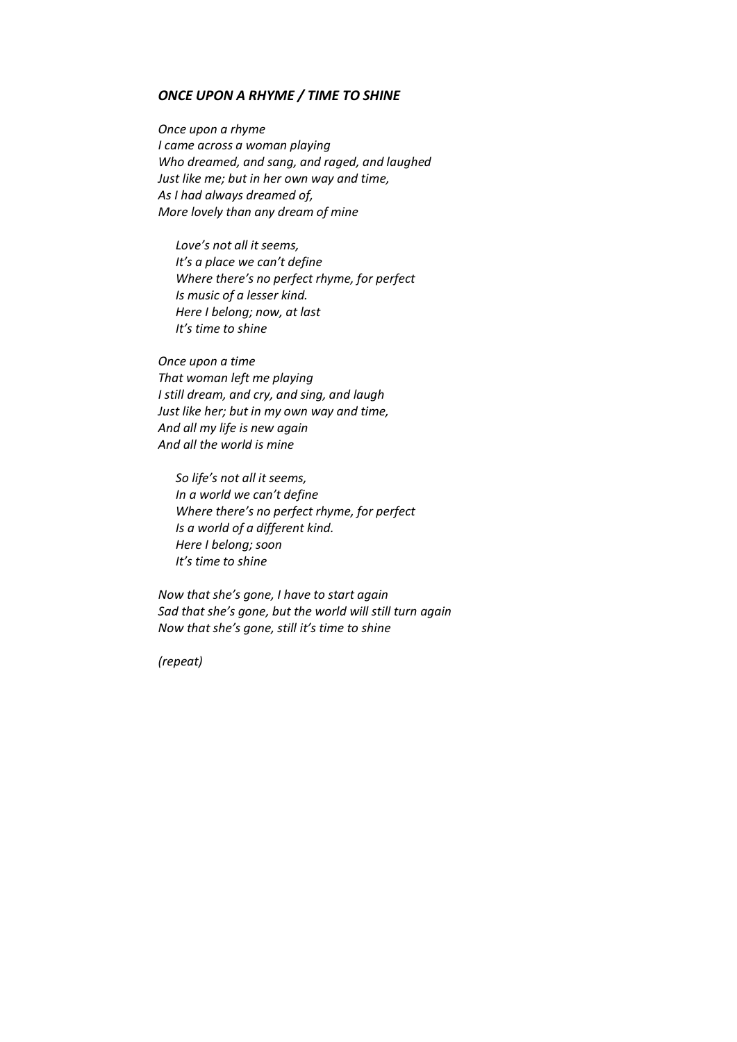***ONCE UPON A RHYME / TIME TO SHINE***

*Once upon a rhyme*
*I came across a woman playing*
*Who dreamed, and sang, and raged, and laughed*
*Just like me; but in her own way and time,*
*As I had always dreamed of,*
*More lovely than any dream of mine*

> *Love's not all it seems,*
> *It's a place we can't define*
> *Where there's no perfect rhyme, for perfect*
> *Is music of a lesser kind.*
> *Here I belong; now, at last*
> *It's time to shine*

*Once upon a time*
*That woman left me playing*
*I still dream, and cry, and sing, and laugh*
*Just like her; but in my own way and time,*
*And all my life is new again*
*And all the world is mine*

> *So life's not all it seems,*
> *In a world we can't define*
> *Where there's no perfect rhyme, for perfect*
> *Is a world of a different kind.*
> *Here I belong; soon*
> *It's time to shine*

*Now that she's gone, I have to start again*
*Sad that she's gone, but the world will still turn again*
*Now that she's gone, still it's time to shine*

*(repeat)*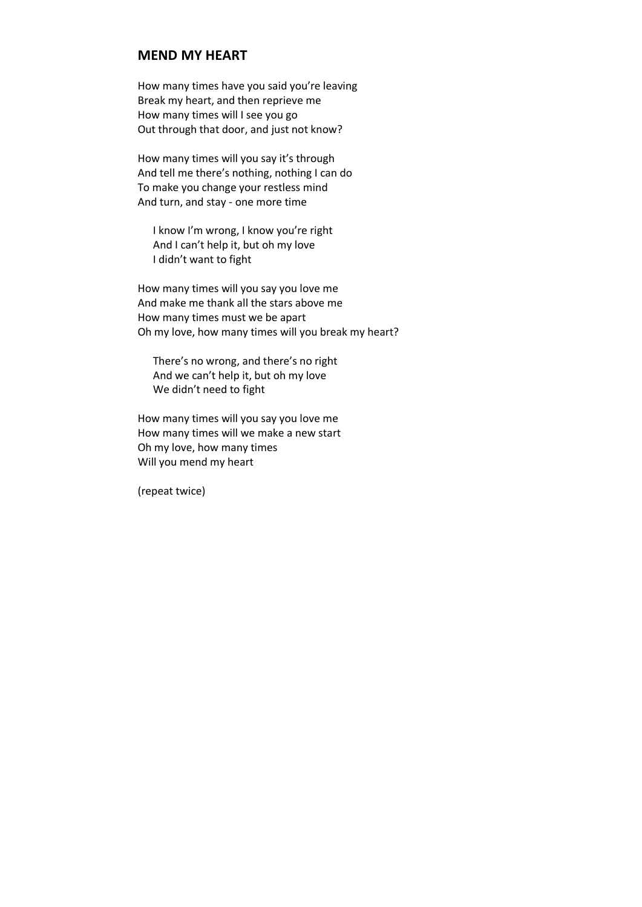## MEND MY HEART

How many times have you said you're leaving
Break my heart, and then reprieve me
How many times will I see you go
Out through that door, and just not know?

How many times will you say it's through
And tell me there's nothing, nothing I can do
To make you change your restless mind
And turn, and stay - one more time

> I know I'm wrong, I know you're right
> And I can't help it, but oh my love
> I didn't want to fight

How many times will you say you love me
And make me thank all the stars above me
How many times must we be apart
Oh my love, how many times will you break my heart?

> There's no wrong, and there's no right
> And we can't help it, but oh my love
> We didn't need to fight

How many times will you say you love me
How many times will we make a new start
Oh my love, how many times
Will you mend my heart

(repeat twice)